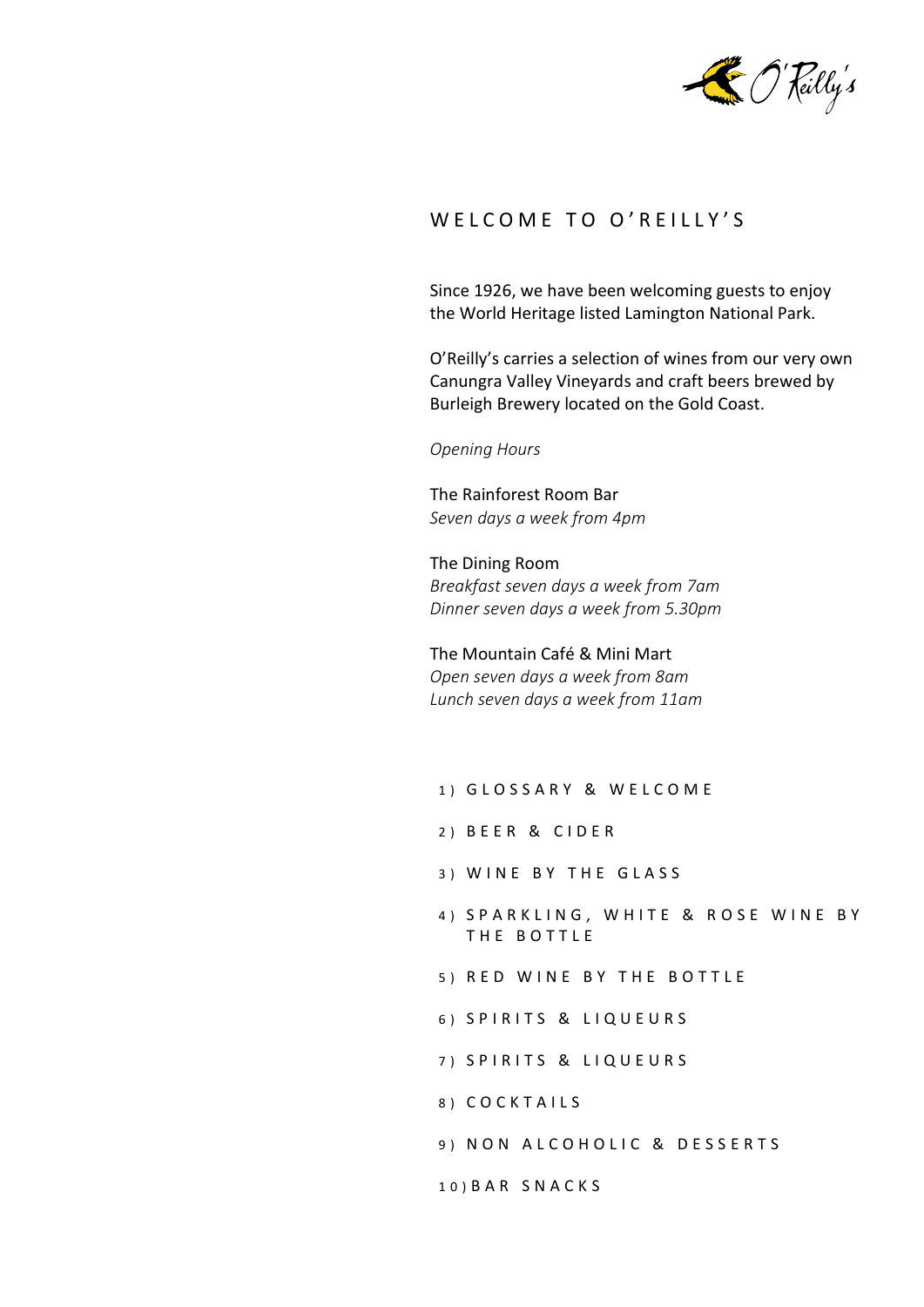O'Reilly's

# WELCOME TO O'REILLY'S

Since 1926, we have been welcoming guests to enjoy the World Heritage listed Lamington National Park.

O'Reilly's carries a selection of wines from our very own Canungra Valley Vineyards and craft beers brewed by Burleigh Brewery located on the Gold Coast.

*Opening Hours*

The Rainforest Room Bar
*Seven days a week from 4pm*

The Dining Room
*Breakfast seven days a week from 7am*
*Dinner seven days a week from 5.30pm*

The Mountain Café & Mini Mart
*Open seven days a week from 8am*
*Lunch seven days a week from 11am*

1) GLOSSARY & WELCOME
2) BEER & CIDER
3) WINE BY THE GLASS
4) SPARKLING, WHITE & ROSE WINE BY THE BOTTLE
5) RED WINE BY THE BOTTLE
6) SPIRITS & LIQUEURS
7) SPIRITS & LIQUEURS
8) COCKTAILS
9) NON ALCOHOLIC & DESSERTS
10) BAR SNACKS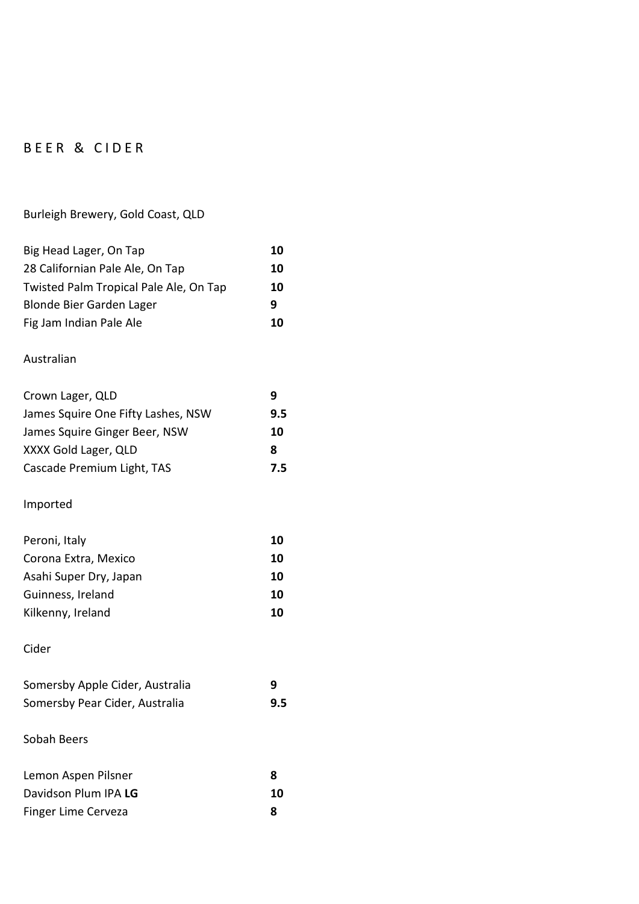# BEER & CIDER

## Burleigh Brewery, Gold Coast, QLD

| | |
|---|---|
| Big Head Lager, On Tap | **10** |
| 28 Californian Pale Ale, On Tap | **10** |
| Twisted Palm Tropical Pale Ale, On Tap | **10** |
| Blonde Bier Garden Lager | **9** |
| Fig Jam Indian Pale Ale | **10** |

## Australian

| | |
|---|---|
| Crown Lager, QLD | **9** |
| James Squire One Fifty Lashes, NSW | **9.5** |
| James Squire Ginger Beer, NSW | **10** |
| XXXX Gold Lager, QLD | **8** |
| Cascade Premium Light, TAS | **7.5** |

## Imported

| | |
|---|---|
| Peroni, Italy | **10** |
| Corona Extra, Mexico | **10** |
| Asahi Super Dry, Japan | **10** |
| Guinness, Ireland | **10** |
| Kilkenny, Ireland | **10** |

## Cider

| | |
|---|---|
| Somersby Apple Cider, Australia | **9** |
| Somersby Pear Cider, Australia | **9.5** |

## Sobah Beers

| | |
|---|---|
| Lemon Aspen Pilsner | **8** |
| Davidson Plum IPA **LG** | **10** |
| Finger Lime Cerveza | **8** |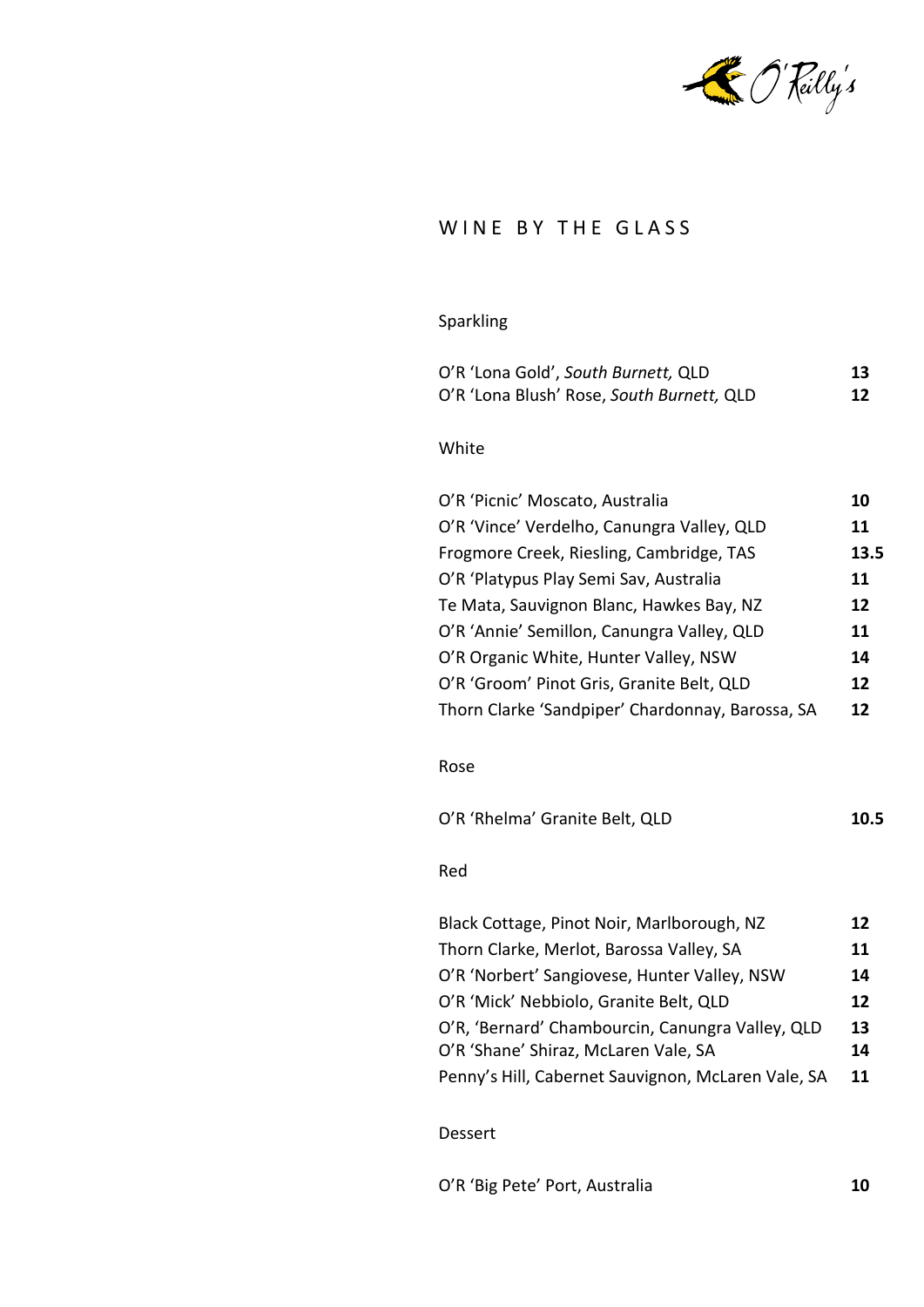O'Reilly's

# WINE BY THE GLASS

## Sparkling

| | |
|---|---|
| O'R 'Lona Gold', *South Burnett,* QLD | **13** |
| O'R 'Lona Blush' Rose, *South Burnett,* QLD | **12** |

## White

| | |
|---|---|
| O'R 'Picnic' Moscato, Australia | **10** |
| O'R 'Vince' Verdelho, Canungra Valley, QLD | **11** |
| Frogmore Creek, Riesling, Cambridge, TAS | **13.5** |
| O'R 'Platypus Play Semi Sav, Australia | **11** |
| Te Mata, Sauvignon Blanc, Hawkes Bay, NZ | **12** |
| O'R 'Annie' Semillon, Canungra Valley, QLD | **11** |
| O'R Organic White, Hunter Valley, NSW | **14** |
| O'R 'Groom' Pinot Gris, Granite Belt, QLD | **12** |
| Thorn Clarke 'Sandpiper' Chardonnay, Barossa, SA | **12** |

## Rose

| | |
|---|---|
| O'R 'Rhelma' Granite Belt, QLD | **10.5** |

## Red

| | |
|---|---|
| Black Cottage, Pinot Noir, Marlborough, NZ | **12** |
| Thorn Clarke, Merlot, Barossa Valley, SA | **11** |
| O'R 'Norbert' Sangiovese, Hunter Valley, NSW | **14** |
| O'R 'Mick' Nebbiolo, Granite Belt, QLD | **12** |
| O'R, 'Bernard' Chambourcin, Canungra Valley, QLD | **13** |
| O'R 'Shane' Shiraz, McLaren Vale, SA | **14** |
| Penny's Hill, Cabernet Sauvignon, McLaren Vale, SA | **11** |

## Dessert

| | |
|---|---|
| O'R 'Big Pete' Port, Australia | **10** |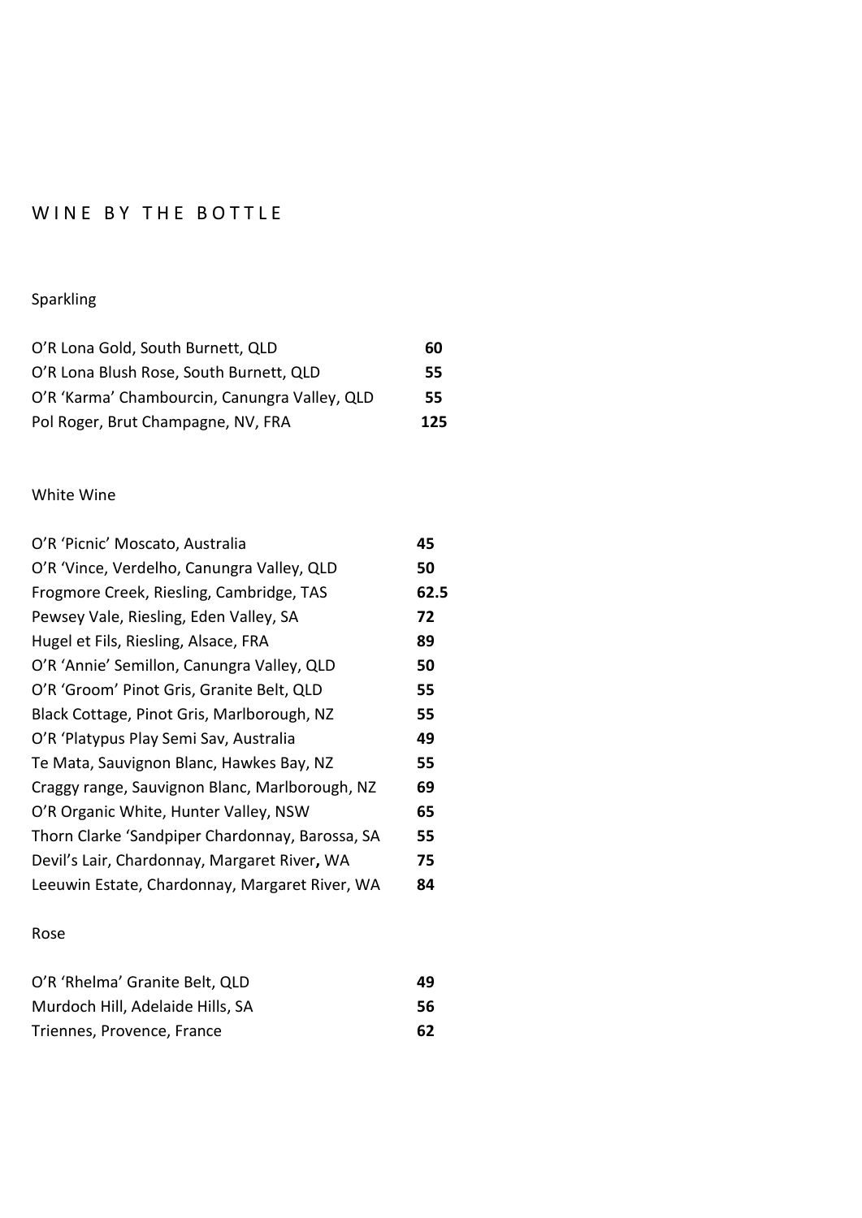# WINE BY THE BOTTLE

## Sparkling

| | |
|---|---|
| O'R Lona Gold, South Burnett, QLD | **60** |
| O'R Lona Blush Rose, South Burnett, QLD | **55** |
| O'R 'Karma' Chambourcin, Canungra Valley, QLD | **55** |
| Pol Roger, Brut Champagne, NV, FRA | **125** |

## White Wine

| | |
|---|---|
| O'R 'Picnic' Moscato, Australia | **45** |
| O'R 'Vince, Verdelho, Canungra Valley, QLD | **50** |
| Frogmore Creek, Riesling, Cambridge, TAS | **62.5** |
| Pewsey Vale, Riesling, Eden Valley, SA | **72** |
| Hugel et Fils, Riesling, Alsace, FRA | **89** |
| O'R 'Annie' Semillon, Canungra Valley, QLD | **50** |
| O'R 'Groom' Pinot Gris, Granite Belt, QLD | **55** |
| Black Cottage, Pinot Gris, Marlborough, NZ | **55** |
| O'R 'Platypus Play Semi Sav, Australia | **49** |
| Te Mata, Sauvignon Blanc, Hawkes Bay, NZ | **55** |
| Craggy range, Sauvignon Blanc, Marlborough, NZ | **69** |
| O'R Organic White, Hunter Valley, NSW | **65** |
| Thorn Clarke 'Sandpiper Chardonnay, Barossa, SA | **55** |
| Devil's Lair, Chardonnay, Margaret River**,** WA | **75** |
| Leeuwin Estate, Chardonnay, Margaret River, WA | **84** |

## Rose

| | |
|---|---|
| O'R 'Rhelma' Granite Belt, QLD | **49** |
| Murdoch Hill, Adelaide Hills, SA | **56** |
| Triennes, Provence, France | **62** |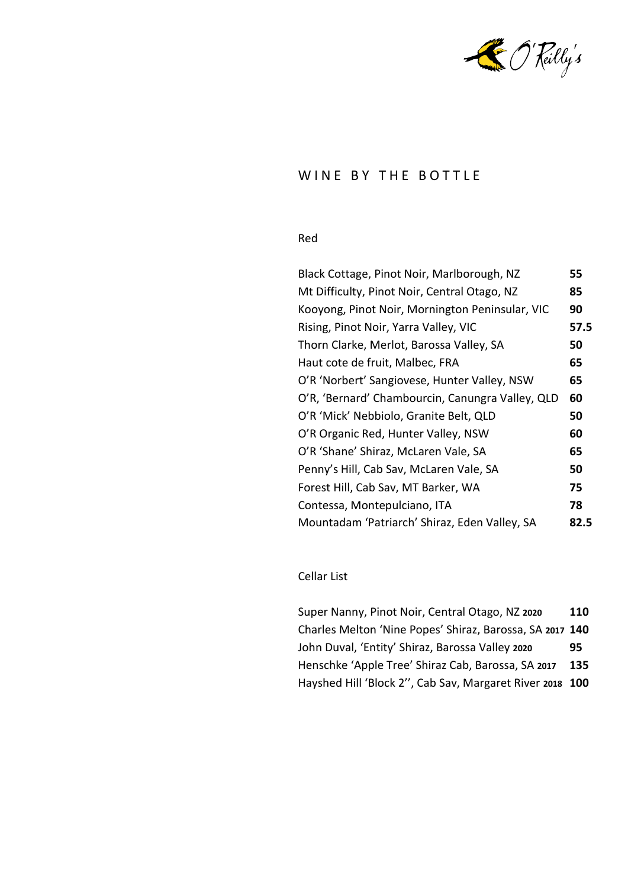O'Reilly's

# WINE BY THE BOTTLE

## Red

| | |
|---|---|
| Black Cottage, Pinot Noir, Marlborough, NZ | **55** |
| Mt Difficulty, Pinot Noir, Central Otago, NZ | **85** |
| Kooyong, Pinot Noir, Mornington Peninsular, VIC | **90** |
| Rising, Pinot Noir, Yarra Valley, VIC | **57.5** |
| Thorn Clarke, Merlot, Barossa Valley, SA | **50** |
| Haut cote de fruit, Malbec, FRA | **65** |
| O'R 'Norbert' Sangiovese, Hunter Valley, NSW | **65** |
| O'R, 'Bernard' Chambourcin, Canungra Valley, QLD | **60** |
| O'R 'Mick' Nebbiolo, Granite Belt, QLD | **50** |
| O'R Organic Red, Hunter Valley, NSW | **60** |
| O'R 'Shane' Shiraz, McLaren Vale, SA | **65** |
| Penny's Hill, Cab Sav, McLaren Vale, SA | **50** |
| Forest Hill, Cab Sav, MT Barker, WA | **75** |
| Contessa, Montepulciano, ITA | **78** |
| Mountadam 'Patriarch' Shiraz, Eden Valley, SA | **82.5** |

## Cellar List

| | |
|---|---|
| Super Nanny, Pinot Noir, Central Otago, NZ **2020** | **110** |
| Charles Melton 'Nine Popes' Shiraz, Barossa, SA **2017** | **140** |
| John Duval, 'Entity' Shiraz, Barossa Valley **2020** | **95** |
| Henschke 'Apple Tree' Shiraz Cab, Barossa, SA **2017** | **135** |
| Hayshed Hill 'Block 2'', Cab Sav, Margaret River **2018** | **100** |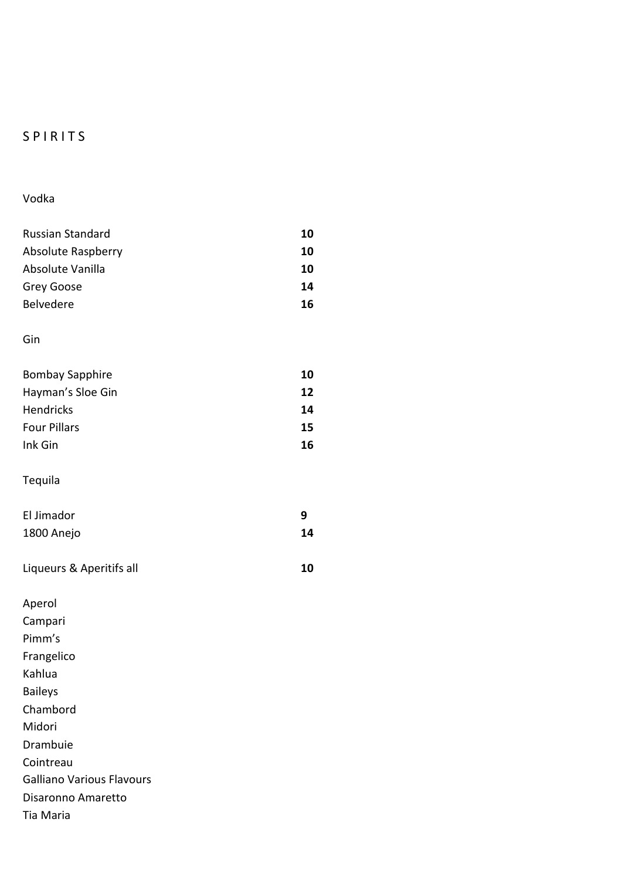# SPIRITS

## Vodka

| | |
|---|---|
| Russian Standard | **10** |
| Absolute Raspberry | **10** |
| Absolute Vanilla | **10** |
| Grey Goose | **14** |
| Belvedere | **16** |

## Gin

| | |
|---|---|
| Bombay Sapphire | **10** |
| Hayman's Sloe Gin | **12** |
| Hendricks | **14** |
| Four Pillars | **15** |
| Ink Gin | **16** |

## Tequila

| | |
|---|---|
| El Jimador | **9** |
| 1800 Anejo | **14** |

## Liqueurs & Aperitifs all **10**

Aperol
Campari
Pimm's
Frangelico
Kahlua
Baileys
Chambord
Midori
Drambuie
Cointreau
Galliano Various Flavours
Disaronno Amaretto
Tia Maria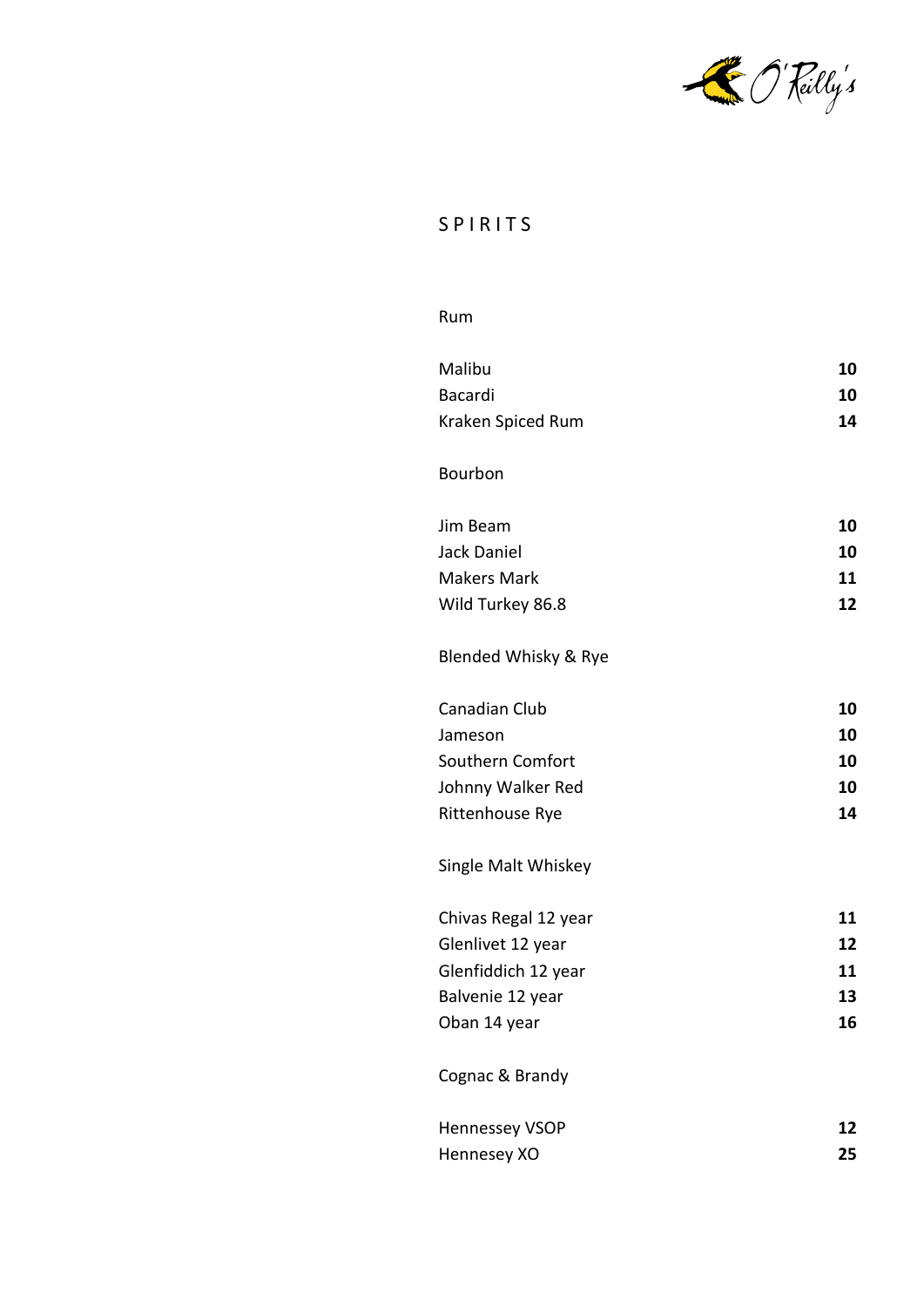O'Reilly's

# SPIRITS

## Rum

| | |
|---|---|
| Malibu | **10** |
| Bacardi | **10** |
| Kraken Spiced Rum | **14** |

## Bourbon

| | |
|---|---|
| Jim Beam | **10** |
| Jack Daniel | **10** |
| Makers Mark | **11** |
| Wild Turkey 86.8 | **12** |

## Blended Whisky & Rye

| | |
|---|---|
| Canadian Club | **10** |
| Jameson | **10** |
| Southern Comfort | **10** |
| Johnny Walker Red | **10** |
| Rittenhouse Rye | **14** |

## Single Malt Whiskey

| | |
|---|---|
| Chivas Regal 12 year | **11** |
| Glenlivet 12 year | **12** |
| Glenfiddich 12 year | **11** |
| Balvenie 12 year | **13** |
| Oban 14 year | **16** |

## Cognac & Brandy

| | |
|---|---|
| Hennessey VSOP | **12** |
| Hennesey XO | **25** |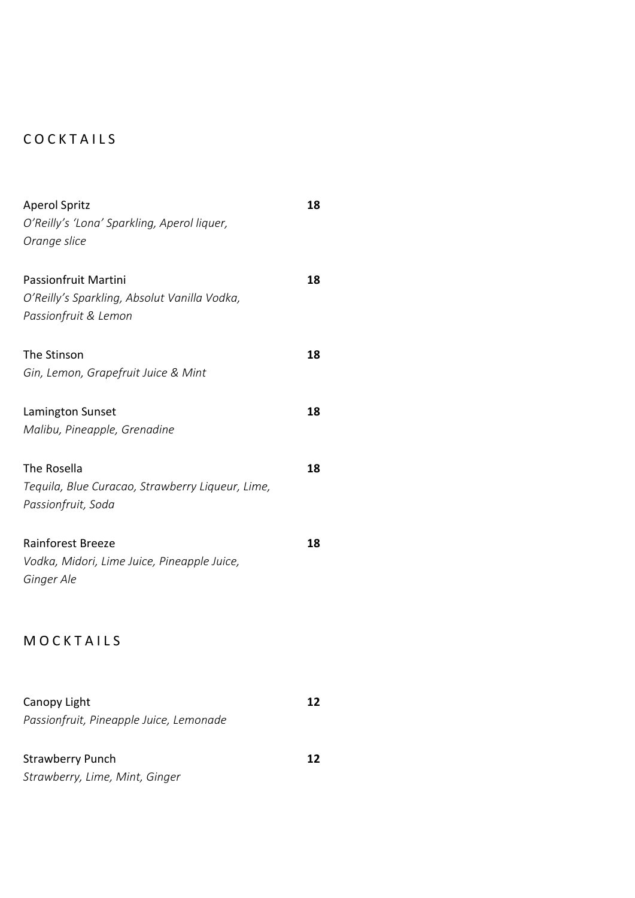## C O C K T A I L S

Aperol Spritz **18**
*O'Reilly's 'Lona' Sparkling, Aperol liquer, Orange slice*

Passionfruit Martini **18**
*O'Reilly's Sparkling, Absolut Vanilla Vodka, Passionfruit & Lemon*

The Stinson **18**
*Gin, Lemon, Grapefruit Juice & Mint*

Lamington Sunset **18**
*Malibu, Pineapple, Grenadine*

The Rosella **18**
*Tequila, Blue Curacao, Strawberry Liqueur, Lime, Passionfruit, Soda*

Rainforest Breeze **18**
*Vodka, Midori, Lime Juice, Pineapple Juice, Ginger Ale*

## M O C K T A I L S

Canopy Light **12**
*Passionfruit, Pineapple Juice, Lemonade*

Strawberry Punch **12**
*Strawberry, Lime, Mint, Ginger*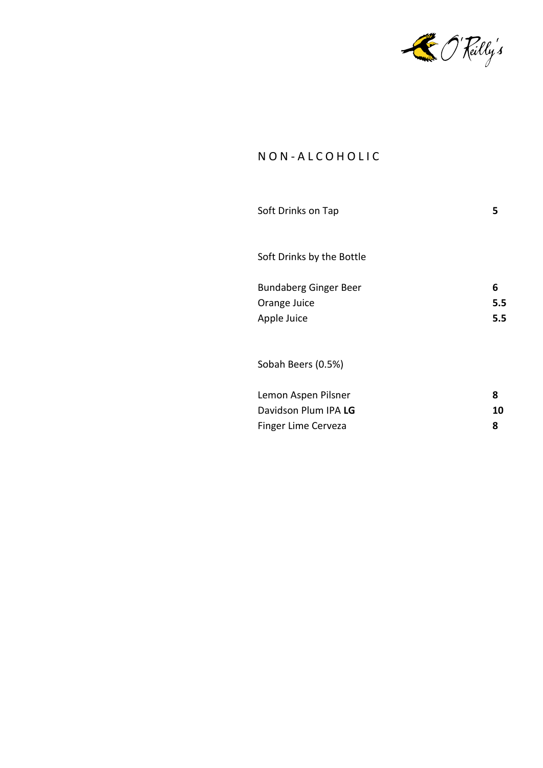O'Reilly's

## NON-ALCOHOLIC

| | |
|---|---|
| Soft Drinks on Tap | **5** |

### Soft Drinks by the Bottle

| | |
|---|---|
| Bundaberg Ginger Beer | **6** |
| Orange Juice | **5.5** |
| Apple Juice | **5.5** |

### Sobah Beers (0.5%)

| | |
|---|---|
| Lemon Aspen Pilsner | **8** |
| Davidson Plum IPA **LG** | **10** |
| Finger Lime Cerveza | **8** |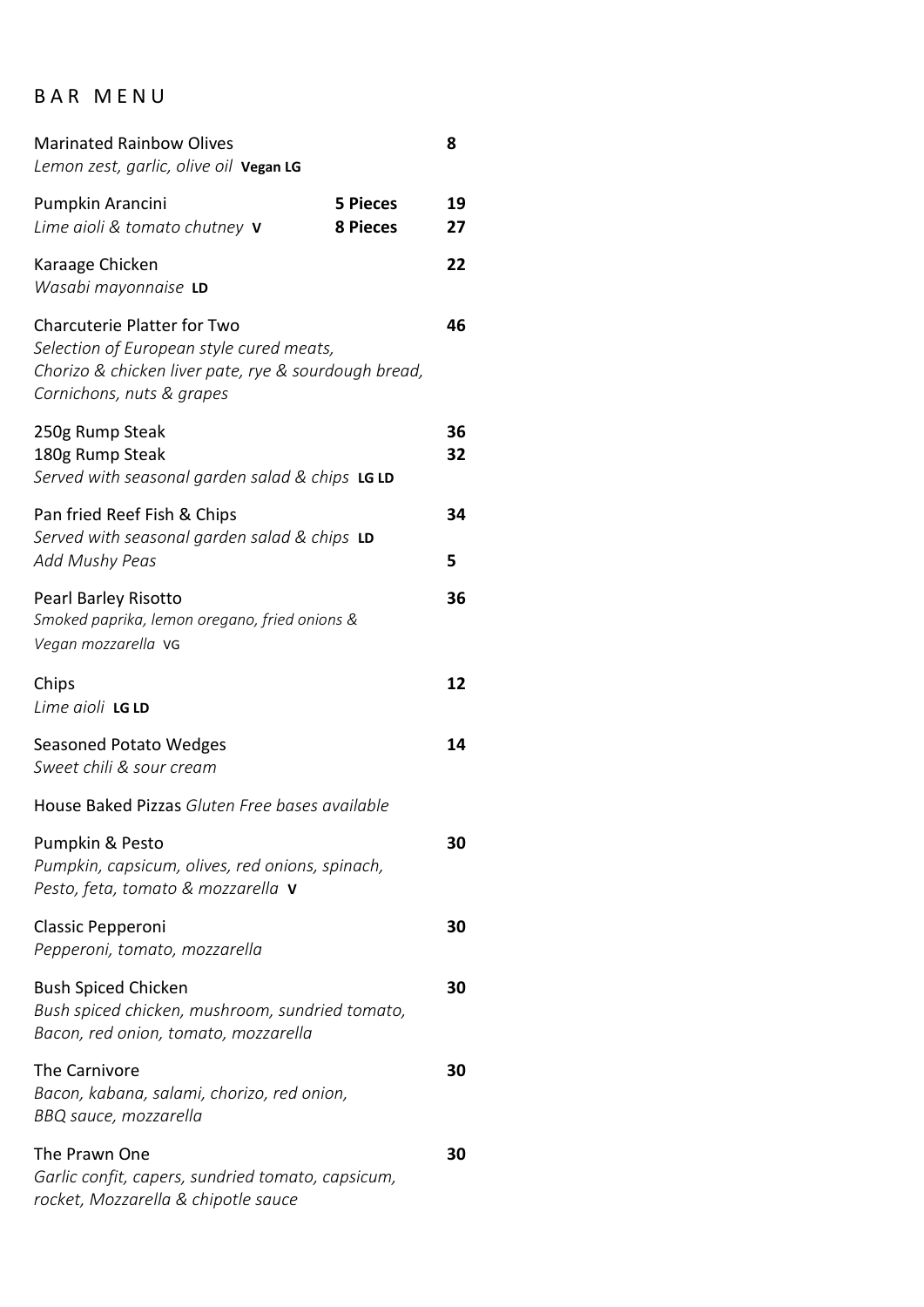# BAR MENU

Marinated Rainbow Olives **8**
*Lemon zest, garlic, olive oil* **Vegan LG**

Pumpkin Arancini **5 Pieces** **19**
*Lime aioli & tomato chutney* **V** **8 Pieces** **27**

Karaage Chicken **22**
*Wasabi mayonnaise* **LD**

Charcuterie Platter for Two **46**
*Selection of European style cured meats,*
*Chorizo & chicken liver pate, rye & sourdough bread,*
*Cornichons, nuts & grapes*

250g Rump Steak **36**
180g Rump Steak **32**
*Served with seasonal garden salad & chips* **LG LD**

Pan fried Reef Fish & Chips **34**
*Served with seasonal garden salad & chips* **LD**
*Add Mushy Peas* **5**

Pearl Barley Risotto **36**
*Smoked paprika, lemon oregano, fried onions &*
*Vegan mozzarella* VG

Chips **12**
*Lime aioli* **LG LD**

Seasoned Potato Wedges **14**
*Sweet chili & sour cream*

House Baked Pizzas *Gluten Free bases available*

Pumpkin & Pesto **30**
*Pumpkin, capsicum, olives, red onions, spinach,*
*Pesto, feta, tomato & mozzarella* **V**

Classic Pepperoni **30**
*Pepperoni, tomato, mozzarella*

Bush Spiced Chicken **30**
*Bush spiced chicken, mushroom, sundried tomato,*
*Bacon, red onion, tomato, mozzarella*

The Carnivore **30**
*Bacon, kabana, salami, chorizo, red onion,*
*BBQ sauce, mozzarella*

The Prawn One **30**
*Garlic confit, capers, sundried tomato, capsicum,*
*rocket, Mozzarella & chipotle sauce*